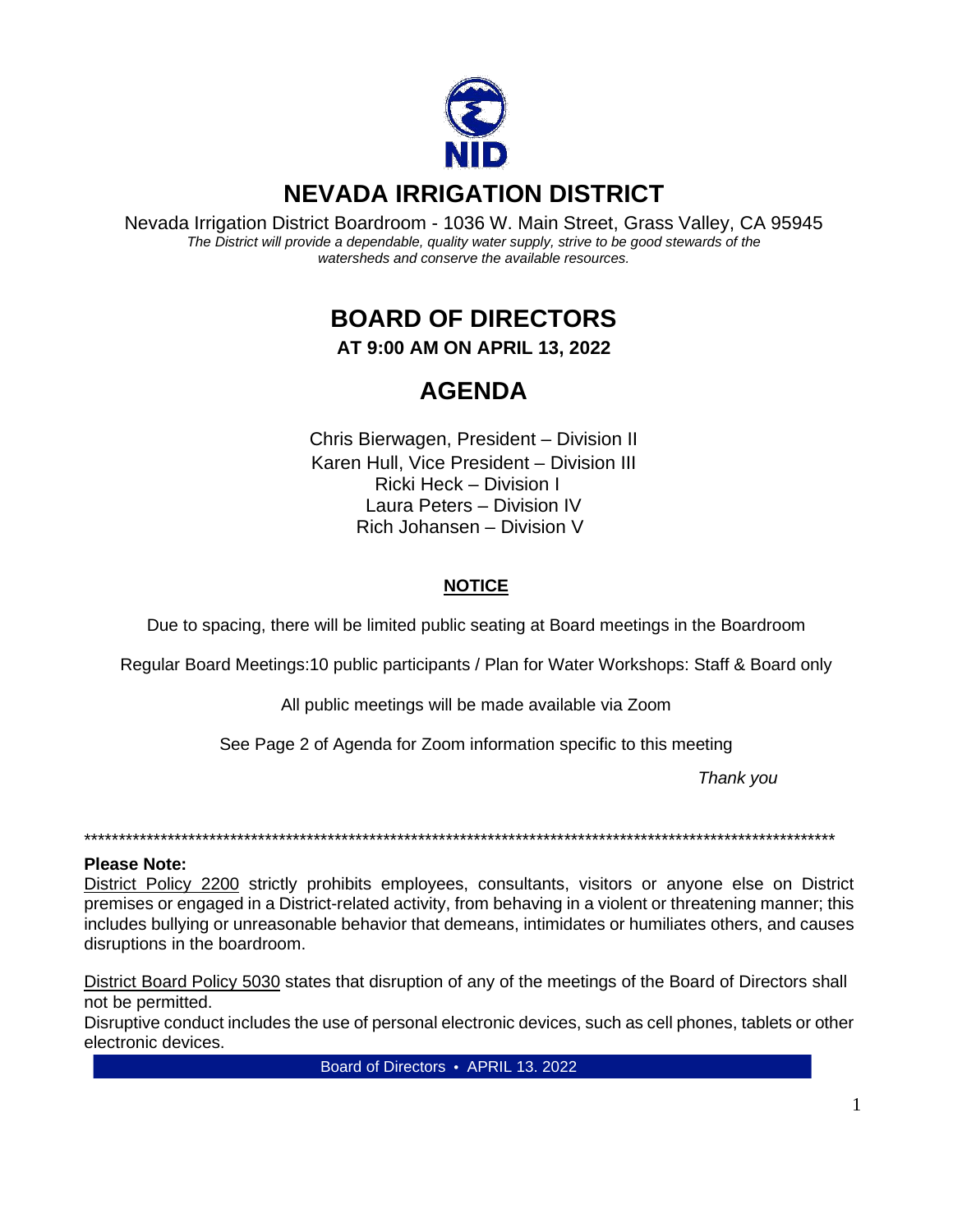# NEVADA IRRIGATION DISTRICT

Nevada Irrigation District Boardroom - 1036 W. Main Street, Grass Valley, CA 95945

*The District will provide a dependable, quality water supply, strive to be good stewards of the watersheds and conserve the available resources.*

## BOARD OF DIRECTORS

**AT 9:00 AM ON APRIL 13, 2022**

## AGENDA

Chris Bierwagen, President – Division II
Karen Hull, Vice President – Division III
Ricki Heck – Division I
Laura Peters – Division IV
Rich Johansen – Division V

**NOTICE**

Due to spacing, there will be limited public seating at Board meetings in the Boardroom

Regular Board Meetings:10 public participants / Plan for Water Workshops: Staff & Board only

All public meetings will be made available via Zoom

See Page 2 of Agenda for Zoom information specific to this meeting

*Thank you*

---

**Please Note:**

District Policy 2200 strictly prohibits employees, consultants, visitors or anyone else on District premises or engaged in a District-related activity, from behaving in a violent or threatening manner; this includes bullying or unreasonable behavior that demeans, intimidates or humiliates others, and causes disruptions in the boardroom.

District Board Policy 5030 states that disruption of any of the meetings of the Board of Directors shall not be permitted.
Disruptive conduct includes the use of personal electronic devices, such as cell phones, tablets or other electronic devices.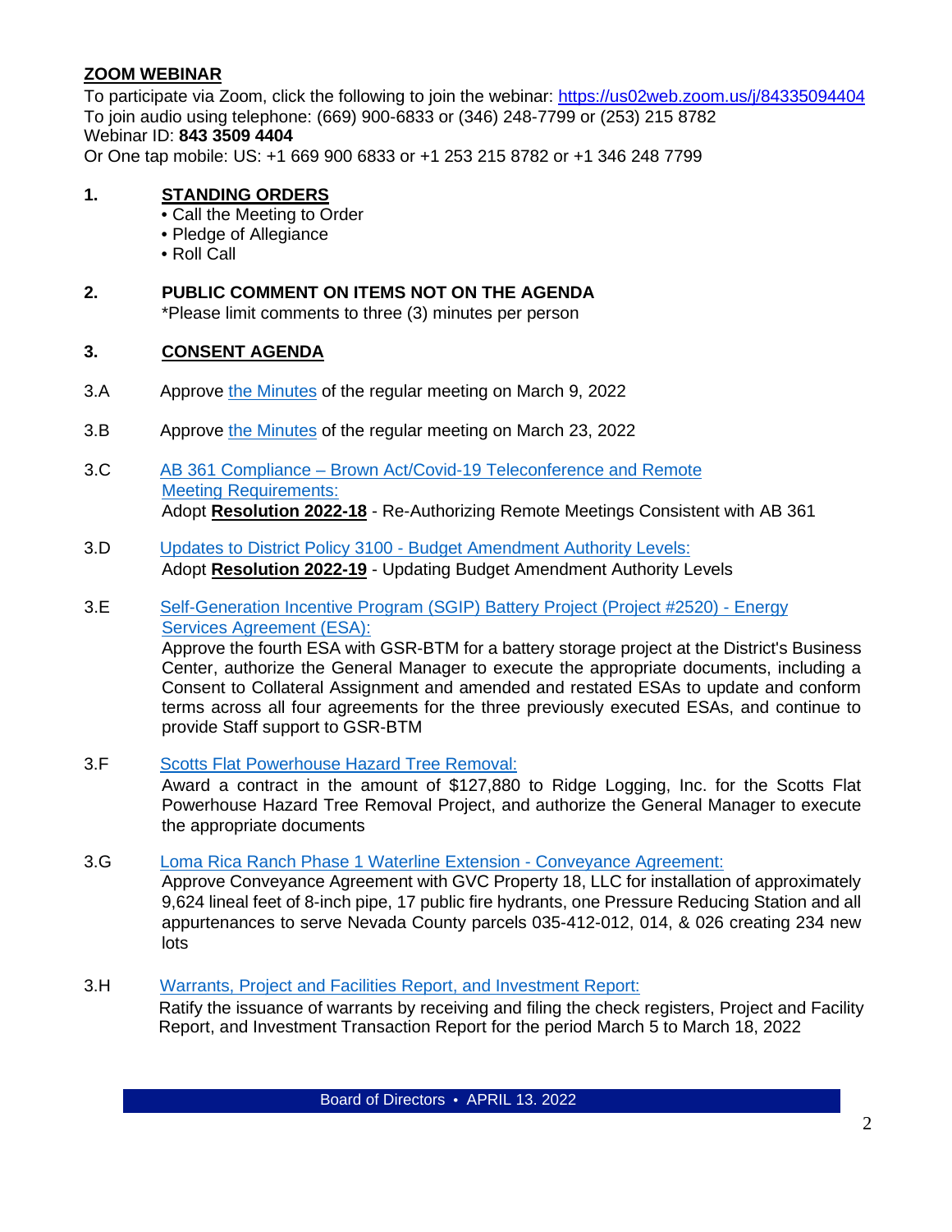**ZOOM WEBINAR**

To participate via Zoom, click the following to join the webinar: https://us02web.zoom.us/j/84335094404
To join audio using telephone: (669) 900-6833 or (346) 248-7799 or (253) 215 8782
Webinar ID: **843 3509 4404**
Or One tap mobile: US: +1 669 900 6833 or +1 253 215 8782 or +1 346 248 7799

**1. STANDING ORDERS**

- Call the Meeting to Order
- Pledge of Allegiance
- Roll Call

**2. PUBLIC COMMENT ON ITEMS NOT ON THE AGENDA**

*Please limit comments to three (3) minutes per person

**3. CONSENT AGENDA**

3.A Approve the Minutes of the regular meeting on March 9, 2022

3.B Approve the Minutes of the regular meeting on March 23, 2022

3.C AB 361 Compliance – Brown Act/Covid-19 Teleconference and Remote Meeting Requirements:
Adopt **Resolution 2022-18** - Re-Authorizing Remote Meetings Consistent with AB 361

3.D Updates to District Policy 3100 - Budget Amendment Authority Levels:
Adopt **Resolution 2022-19** - Updating Budget Amendment Authority Levels

3.E Self-Generation Incentive Program (SGIP) Battery Project (Project #2520) - Energy Services Agreement (ESA):
Approve the fourth ESA with GSR-BTM for a battery storage project at the District's Business Center, authorize the General Manager to execute the appropriate documents, including a Consent to Collateral Assignment and amended and restated ESAs to update and conform terms across all four agreements for the three previously executed ESAs, and continue to provide Staff support to GSR-BTM

3.F Scotts Flat Powerhouse Hazard Tree Removal:
Award a contract in the amount of $127,880 to Ridge Logging, Inc. for the Scotts Flat Powerhouse Hazard Tree Removal Project, and authorize the General Manager to execute the appropriate documents

3.G Loma Rica Ranch Phase 1 Waterline Extension - Conveyance Agreement:
Approve Conveyance Agreement with GVC Property 18, LLC for installation of approximately 9,624 lineal feet of 8-inch pipe, 17 public fire hydrants, one Pressure Reducing Station and all appurtenances to serve Nevada County parcels 035-412-012, 014, & 026 creating 234 new lots

3.H Warrants, Project and Facilities Report, and Investment Report:
Ratify the issuance of warrants by receiving and filing the check registers, Project and Facility Report, and Investment Transaction Report for the period March 5 to March 18, 2022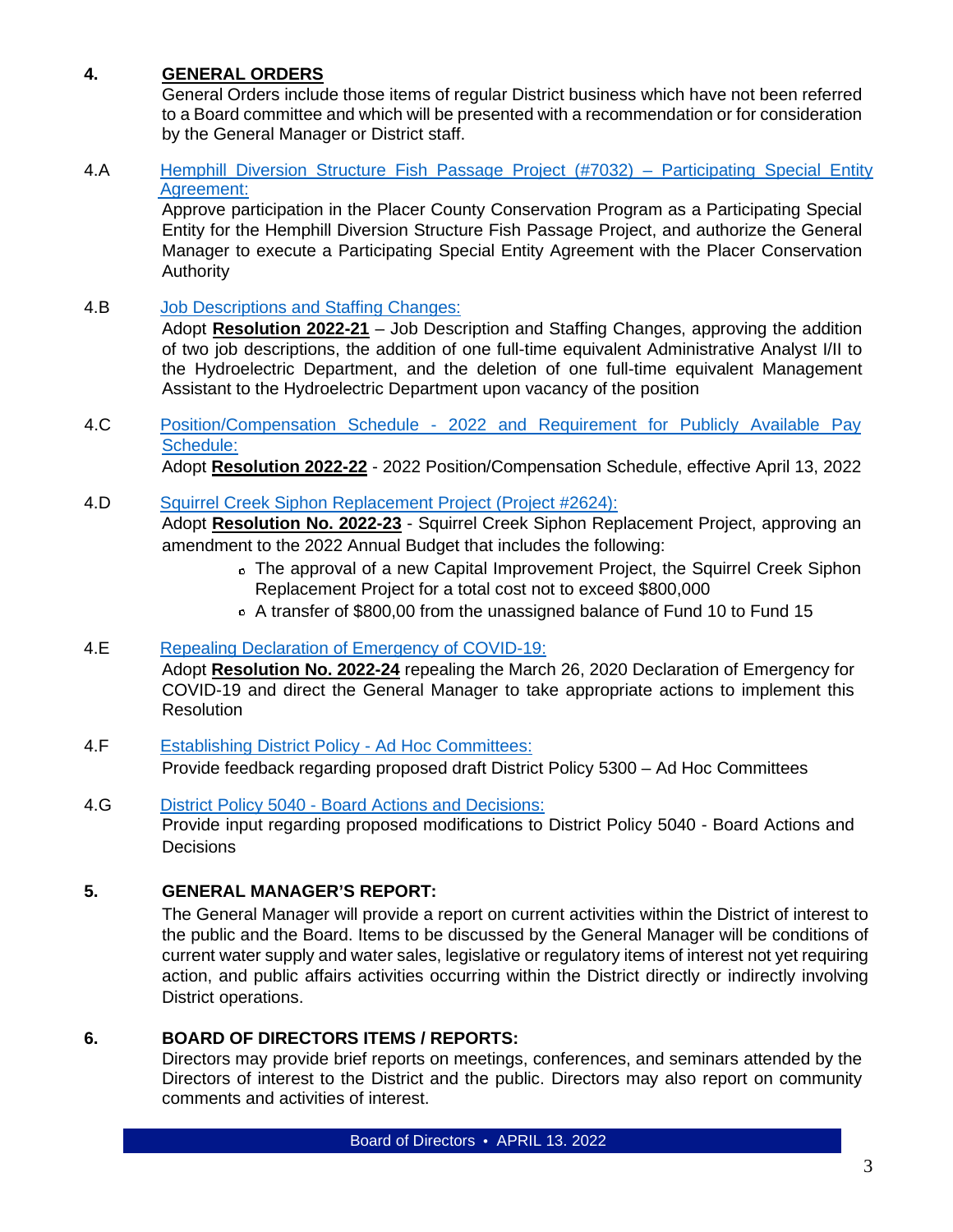## 4. GENERAL ORDERS

General Orders include those items of regular District business which have not been referred to a Board committee and which will be presented with a recommendation or for consideration by the General Manager or District staff.

4.A Hemphill Diversion Structure Fish Passage Project (#7032) – Participating Special Entity Agreement:

Approve participation in the Placer County Conservation Program as a Participating Special Entity for the Hemphill Diversion Structure Fish Passage Project, and authorize the General Manager to execute a Participating Special Entity Agreement with the Placer Conservation Authority

4.B Job Descriptions and Staffing Changes:

Adopt **Resolution 2022-21** – Job Description and Staffing Changes, approving the addition of two job descriptions, the addition of one full-time equivalent Administrative Analyst I/II to the Hydroelectric Department, and the deletion of one full-time equivalent Management Assistant to the Hydroelectric Department upon vacancy of the position

4.C Position/Compensation Schedule - 2022 and Requirement for Publicly Available Pay Schedule:

Adopt **Resolution 2022-22** - 2022 Position/Compensation Schedule, effective April 13, 2022

4.D Squirrel Creek Siphon Replacement Project (Project #2624):

Adopt **Resolution No. 2022-23** - Squirrel Creek Siphon Replacement Project, approving an amendment to the 2022 Annual Budget that includes the following:

- The approval of a new Capital Improvement Project, the Squirrel Creek Siphon Replacement Project for a total cost not to exceed $800,000
- A transfer of $800,00 from the unassigned balance of Fund 10 to Fund 15

4.E Repealing Declaration of Emergency of COVID-19:

Adopt **Resolution No. 2022-24** repealing the March 26, 2020 Declaration of Emergency for COVID-19 and direct the General Manager to take appropriate actions to implement this Resolution

4.F Establishing District Policy - Ad Hoc Committees:

Provide feedback regarding proposed draft District Policy 5300 – Ad Hoc Committees

4.G District Policy 5040 - Board Actions and Decisions:

Provide input regarding proposed modifications to District Policy 5040 - Board Actions and Decisions

## 5. GENERAL MANAGER'S REPORT:

The General Manager will provide a report on current activities within the District of interest to the public and the Board. Items to be discussed by the General Manager will be conditions of current water supply and water sales, legislative or regulatory items of interest not yet requiring action, and public affairs activities occurring within the District directly or indirectly involving District operations.

## 6. BOARD OF DIRECTORS ITEMS / REPORTS:

Directors may provide brief reports on meetings, conferences, and seminars attended by the Directors of interest to the District and the public. Directors may also report on community comments and activities of interest.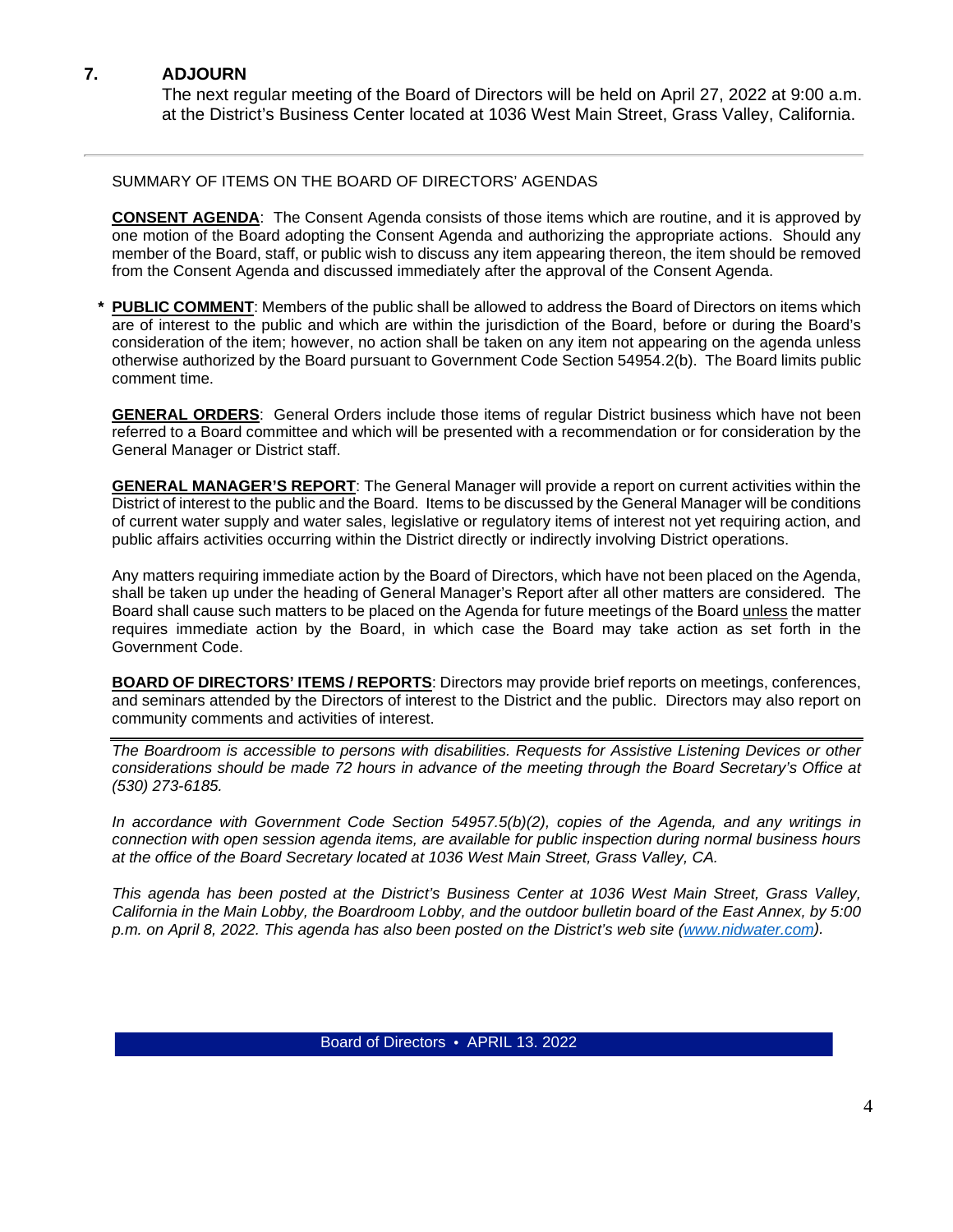## 7. ADJOURN

The next regular meeting of the Board of Directors will be held on April 27, 2022 at 9:00 a.m. at the District's Business Center located at 1036 West Main Street, Grass Valley, California.

---

SUMMARY OF ITEMS ON THE BOARD OF DIRECTORS' AGENDAS

**CONSENT AGENDA**: The Consent Agenda consists of those items which are routine, and it is approved by one motion of the Board adopting the Consent Agenda and authorizing the appropriate actions. Should any member of the Board, staff, or public wish to discuss any item appearing thereon, the item should be removed from the Consent Agenda and discussed immediately after the approval of the Consent Agenda.

**\* PUBLIC COMMENT**: Members of the public shall be allowed to address the Board of Directors on items which are of interest to the public and which are within the jurisdiction of the Board, before or during the Board's consideration of the item; however, no action shall be taken on any item not appearing on the agenda unless otherwise authorized by the Board pursuant to Government Code Section 54954.2(b). The Board limits public comment time.

**GENERAL ORDERS**: General Orders include those items of regular District business which have not been referred to a Board committee and which will be presented with a recommendation or for consideration by the General Manager or District staff.

**GENERAL MANAGER'S REPORT**: The General Manager will provide a report on current activities within the District of interest to the public and the Board. Items to be discussed by the General Manager will be conditions of current water supply and water sales, legislative or regulatory items of interest not yet requiring action, and public affairs activities occurring within the District directly or indirectly involving District operations.

Any matters requiring immediate action by the Board of Directors, which have not been placed on the Agenda, shall be taken up under the heading of General Manager's Report after all other matters are considered. The Board shall cause such matters to be placed on the Agenda for future meetings of the Board unless the matter requires immediate action by the Board, in which case the Board may take action as set forth in the Government Code.

**BOARD OF DIRECTORS' ITEMS / REPORTS**: Directors may provide brief reports on meetings, conferences, and seminars attended by the Directors of interest to the District and the public. Directors may also report on community comments and activities of interest.

---

*The Boardroom is accessible to persons with disabilities. Requests for Assistive Listening Devices or other considerations should be made 72 hours in advance of the meeting through the Board Secretary's Office at (530) 273-6185.*

*In accordance with Government Code Section 54957.5(b)(2), copies of the Agenda, and any writings in connection with open session agenda items, are available for public inspection during normal business hours at the office of the Board Secretary located at 1036 West Main Street, Grass Valley, CA.*

*This agenda has been posted at the District's Business Center at 1036 West Main Street, Grass Valley, California in the Main Lobby, the Boardroom Lobby, and the outdoor bulletin board of the East Annex, by 5:00 p.m. on April 8, 2022. This agenda has also been posted on the District's web site (www.nidwater.com).*